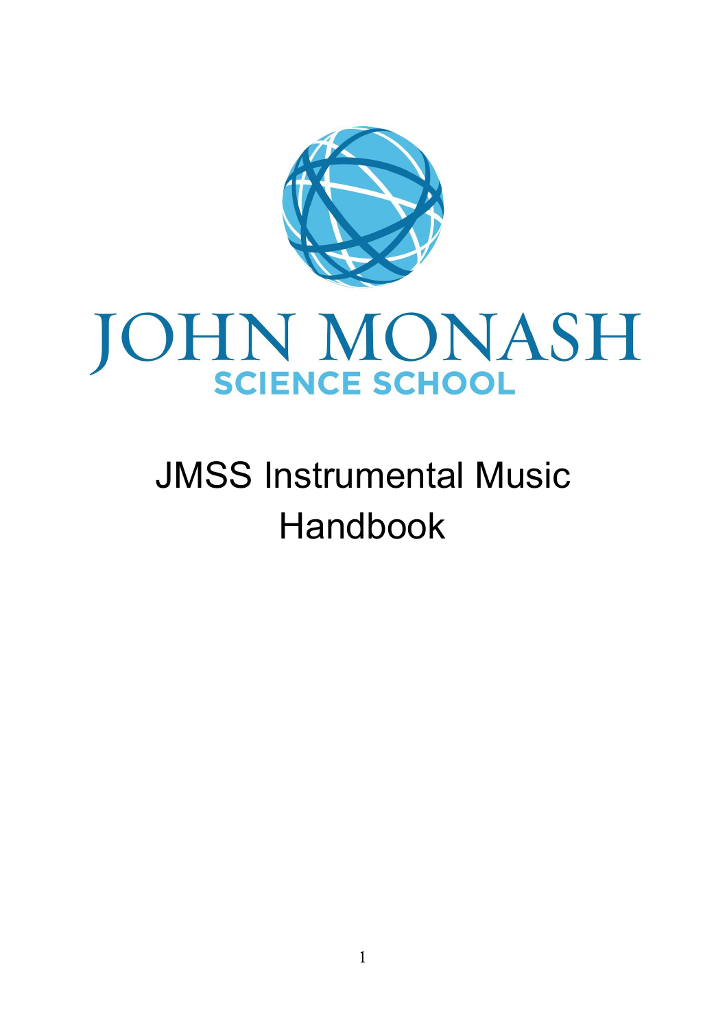JOHN MONASH
SCIENCE SCHOOL

# JMSS Instrumental Music Handbook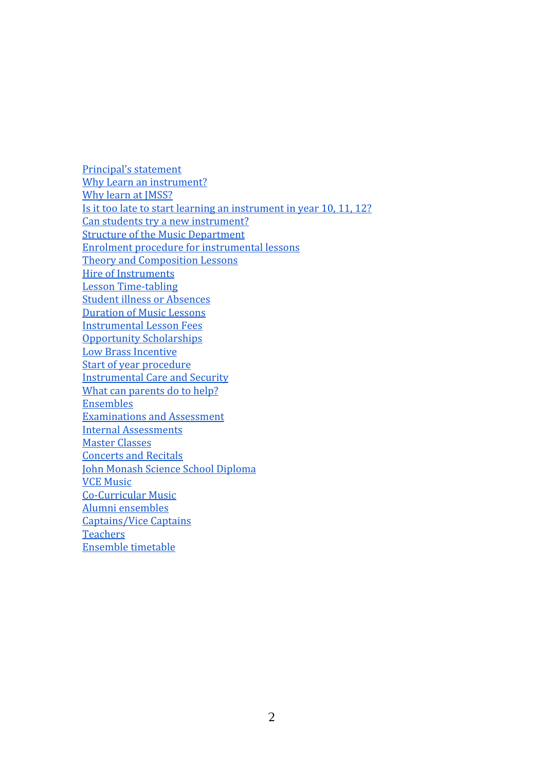Principal's statement
Why Learn an instrument?
Why learn at JMSS?
Is it too late to start learning an instrument in year 10, 11, 12?
Can students try a new instrument?
Structure of the Music Department
Enrolment procedure for instrumental lessons
Theory and Composition Lessons
Hire of Instruments
Lesson Time-tabling
Student illness or Absences
Duration of Music Lessons
Instrumental Lesson Fees
Opportunity Scholarships
Low Brass Incentive
Start of year procedure
Instrumental Care and Security
What can parents do to help?
Ensembles
Examinations and Assessment
Internal Assessments
Master Classes
Concerts and Recitals
John Monash Science School Diploma
VCE Music
Co-Curricular Music
Alumni ensembles
Captains/Vice Captains
Teachers
Ensemble timetable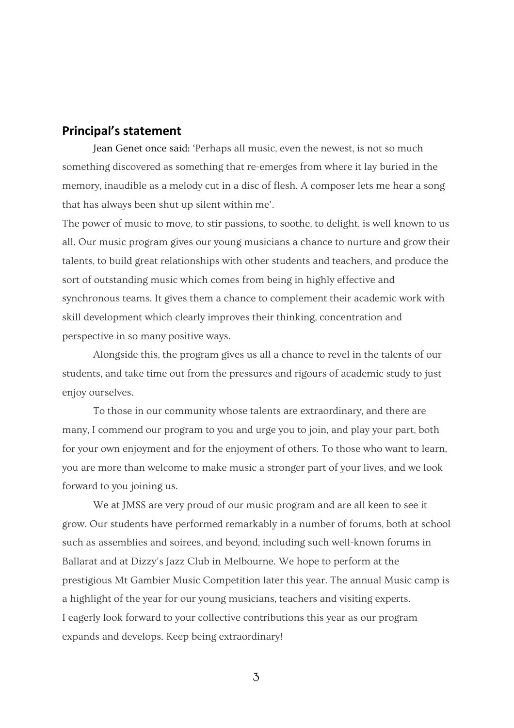## Principal's statement

Jean Genet once said: 'Perhaps all music, even the newest, is not so much something discovered as something that re-emerges from where it lay buried in the memory, inaudible as a melody cut in a disc of flesh. A composer lets me hear a song that has always been shut up silent within me'.

The power of music to move, to stir passions, to soothe, to delight, is well known to us all. Our music program gives our young musicians a chance to nurture and grow their talents, to build great relationships with other students and teachers, and produce the sort of outstanding music which comes from being in highly effective and synchronous teams. It gives them a chance to complement their academic work with skill development which clearly improves their thinking, concentration and perspective in so many positive ways.

Alongside this, the program gives us all a chance to revel in the talents of our students, and take time out from the pressures and rigours of academic study to just enjoy ourselves.

To those in our community whose talents are extraordinary, and there are many, I commend our program to you and urge you to join, and play your part, both for your own enjoyment and for the enjoyment of others. To those who want to learn, you are more than welcome to make music a stronger part of your lives, and we look forward to you joining us.

We at JMSS are very proud of our music program and are all keen to see it grow. Our students have performed remarkably in a number of forums, both at school such as assemblies and soirees, and beyond, including such well-known forums in Ballarat and at Dizzy's Jazz Club in Melbourne. We hope to perform at the prestigious Mt Gambier Music Competition later this year. The annual Music camp is a highlight of the year for our young musicians, teachers and visiting experts.

I eagerly look forward to your collective contributions this year as our program expands and develops. Keep being extraordinary!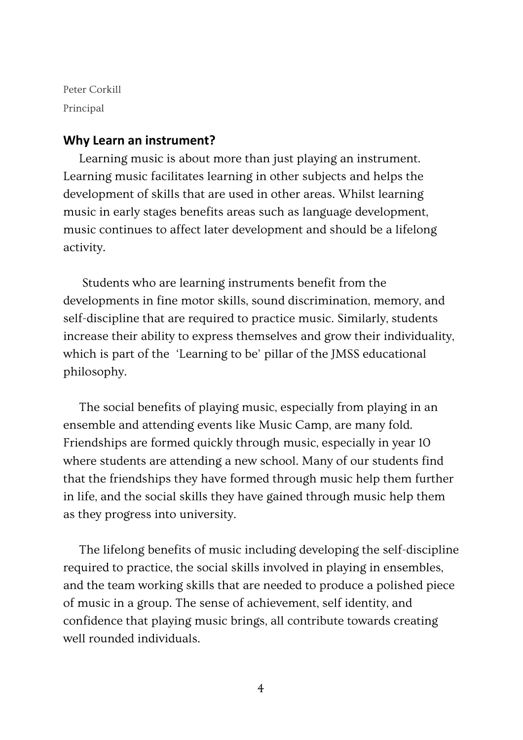Peter Corkill

Principal

## Why Learn an instrument?

Learning music is about more than just playing an instrument. Learning music facilitates learning in other subjects and helps the development of skills that are used in other areas. Whilst learning music in early stages benefits areas such as language development, music continues to affect later development and should be a lifelong activity.

Students who are learning instruments benefit from the developments in fine motor skills, sound discrimination, memory, and self-discipline that are required to practice music. Similarly, students increase their ability to express themselves and grow their individuality, which is part of the 'Learning to be' pillar of the JMSS educational philosophy.

The social benefits of playing music, especially from playing in an ensemble and attending events like Music Camp, are many fold. Friendships are formed quickly through music, especially in year 10 where students are attending a new school. Many of our students find that the friendships they have formed through music help them further in life, and the social skills they have gained through music help them as they progress into university.

The lifelong benefits of music including developing the self-discipline required to practice, the social skills involved in playing in ensembles, and the team working skills that are needed to produce a polished piece of music in a group. The sense of achievement, self identity, and confidence that playing music brings, all contribute towards creating well rounded individuals.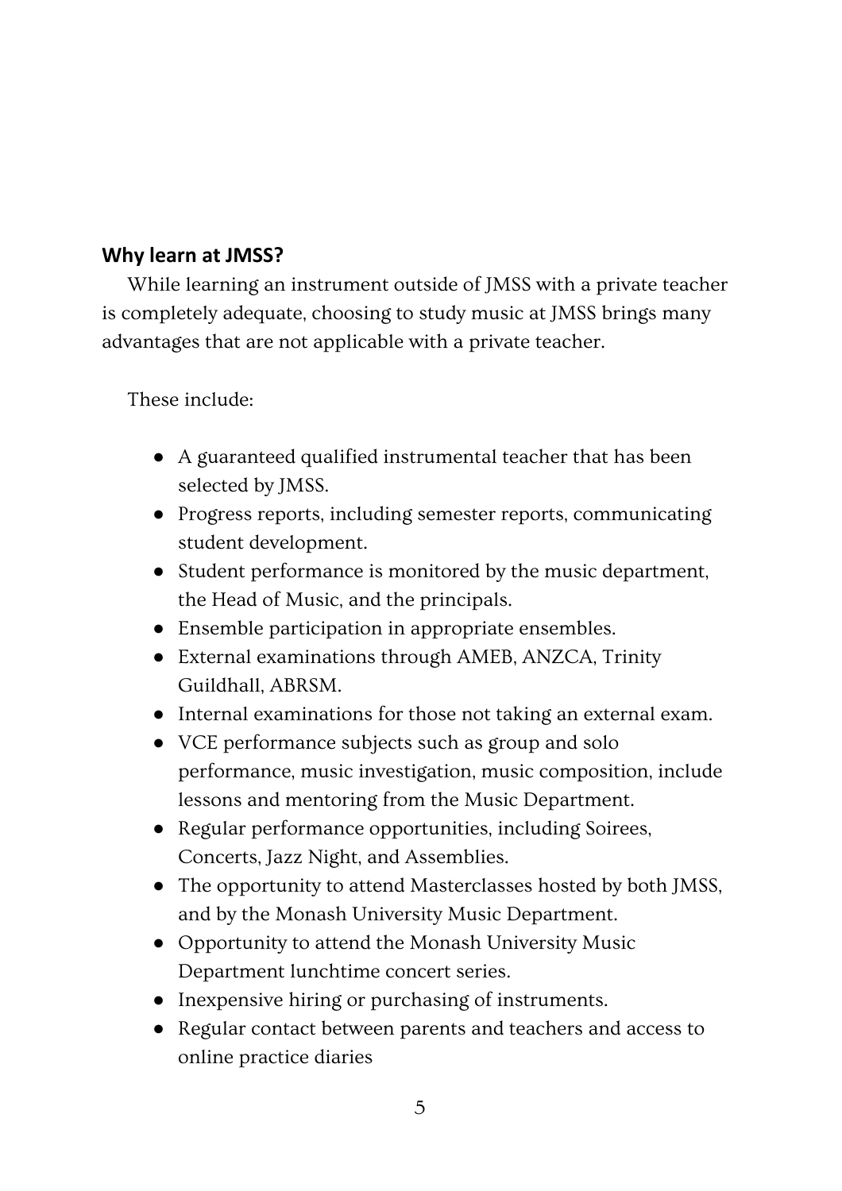## Why learn at JMSS?

While learning an instrument outside of JMSS with a private teacher is completely adequate, choosing to study music at JMSS brings many advantages that are not applicable with a private teacher.

These include:

- A guaranteed qualified instrumental teacher that has been selected by JMSS.
- Progress reports, including semester reports, communicating student development.
- Student performance is monitored by the music department, the Head of Music, and the principals.
- Ensemble participation in appropriate ensembles.
- External examinations through AMEB, ANZCA, Trinity Guildhall, ABRSM.
- Internal examinations for those not taking an external exam.
- VCE performance subjects such as group and solo performance, music investigation, music composition, include lessons and mentoring from the Music Department.
- Regular performance opportunities, including Soirees, Concerts, Jazz Night, and Assemblies.
- The opportunity to attend Masterclasses hosted by both JMSS, and by the Monash University Music Department.
- Opportunity to attend the Monash University Music Department lunchtime concert series.
- Inexpensive hiring or purchasing of instruments.
- Regular contact between parents and teachers and access to online practice diaries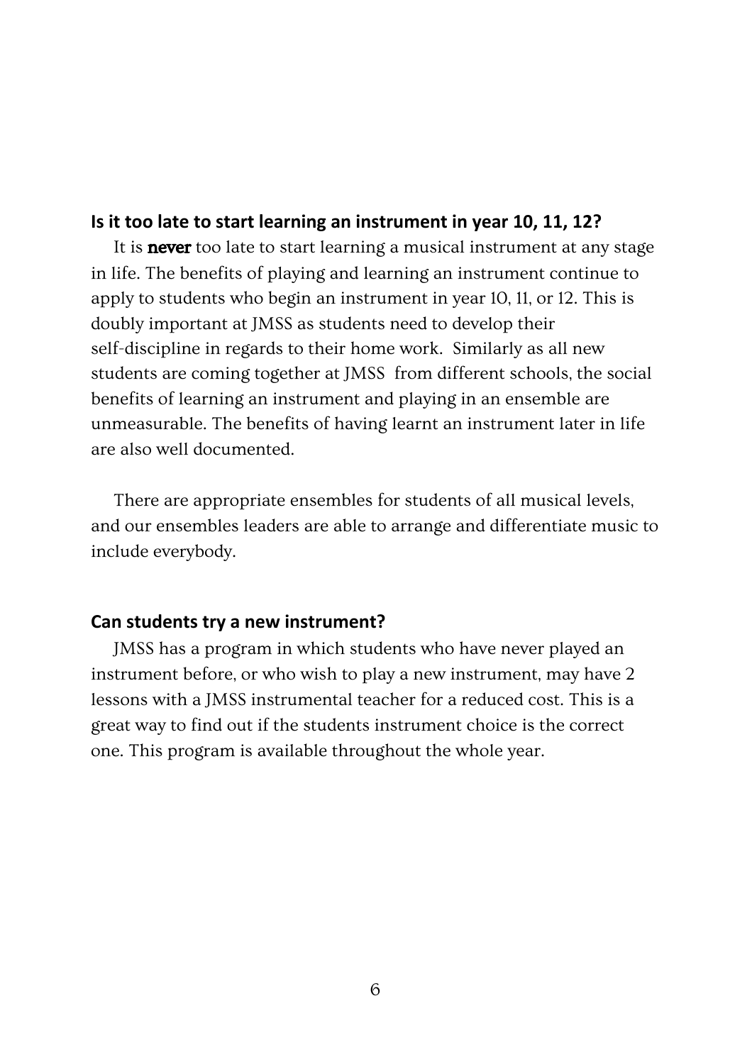### Is it too late to start learning an instrument in year 10, 11, 12?

It is **never** too late to start learning a musical instrument at any stage in life. The benefits of playing and learning an instrument continue to apply to students who begin an instrument in year 10, 11, or 12. This is doubly important at JMSS as students need to develop their self-discipline in regards to their home work. Similarly as all new students are coming together at JMSS from different schools, the social benefits of learning an instrument and playing in an ensemble are unmeasurable. The benefits of having learnt an instrument later in life are also well documented.

There are appropriate ensembles for students of all musical levels, and our ensembles leaders are able to arrange and differentiate music to include everybody.

### Can students try a new instrument?

JMSS has a program in which students who have never played an instrument before, or who wish to play a new instrument, may have 2 lessons with a JMSS instrumental teacher for a reduced cost. This is a great way to find out if the students instrument choice is the correct one. This program is available throughout the whole year.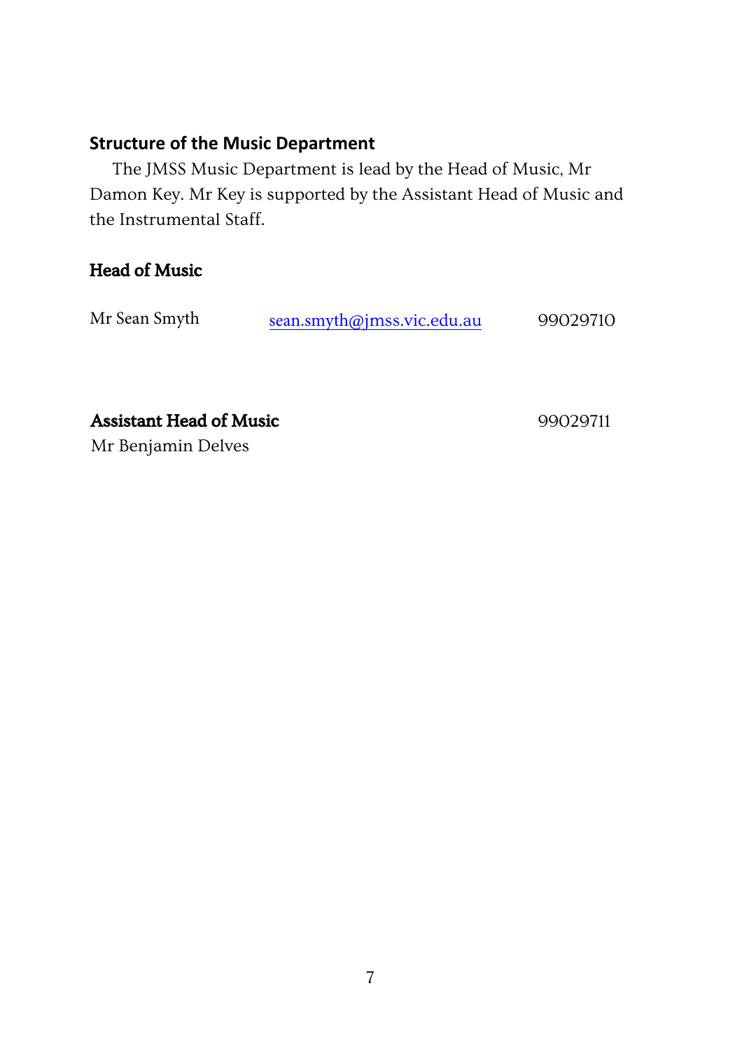## Structure of the Music Department

The JMSS Music Department is lead by the Head of Music, Mr Damon Key. Mr Key is supported by the Assistant Head of Music and the Instrumental Staff.

### Head of Music

Mr Sean Smyth    sean.smyth@jmss.vic.edu.au    99029710

### Assistant Head of Music

99029711

Mr Benjamin Delves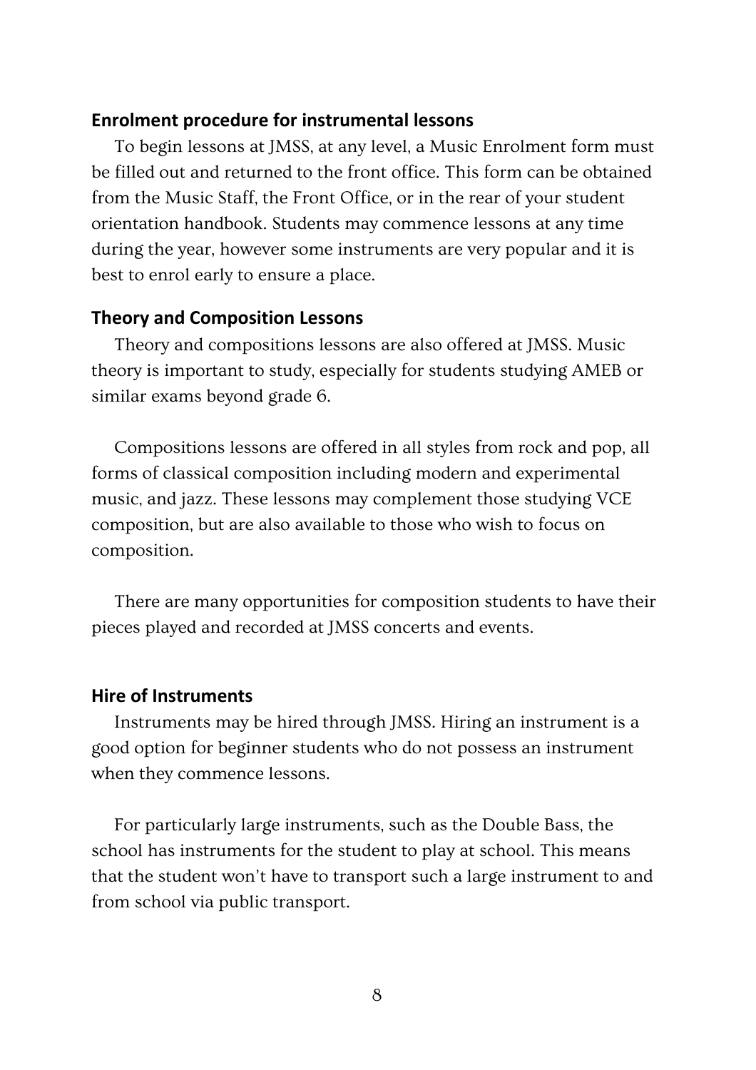## Enrolment procedure for instrumental lessons

To begin lessons at JMSS, at any level, a Music Enrolment form must be filled out and returned to the front office. This form can be obtained from the Music Staff, the Front Office, or in the rear of your student orientation handbook. Students may commence lessons at any time during the year, however some instruments are very popular and it is best to enrol early to ensure a place.

## Theory and Composition Lessons

Theory and compositions lessons are also offered at JMSS. Music theory is important to study, especially for students studying AMEB or similar exams beyond grade 6.

Compositions lessons are offered in all styles from rock and pop, all forms of classical composition including modern and experimental music, and jazz. These lessons may complement those studying VCE composition, but are also available to those who wish to focus on composition.

There are many opportunities for composition students to have their pieces played and recorded at JMSS concerts and events.

## Hire of Instruments

Instruments may be hired through JMSS. Hiring an instrument is a good option for beginner students who do not possess an instrument when they commence lessons.

For particularly large instruments, such as the Double Bass, the school has instruments for the student to play at school. This means that the student won't have to transport such a large instrument to and from school via public transport.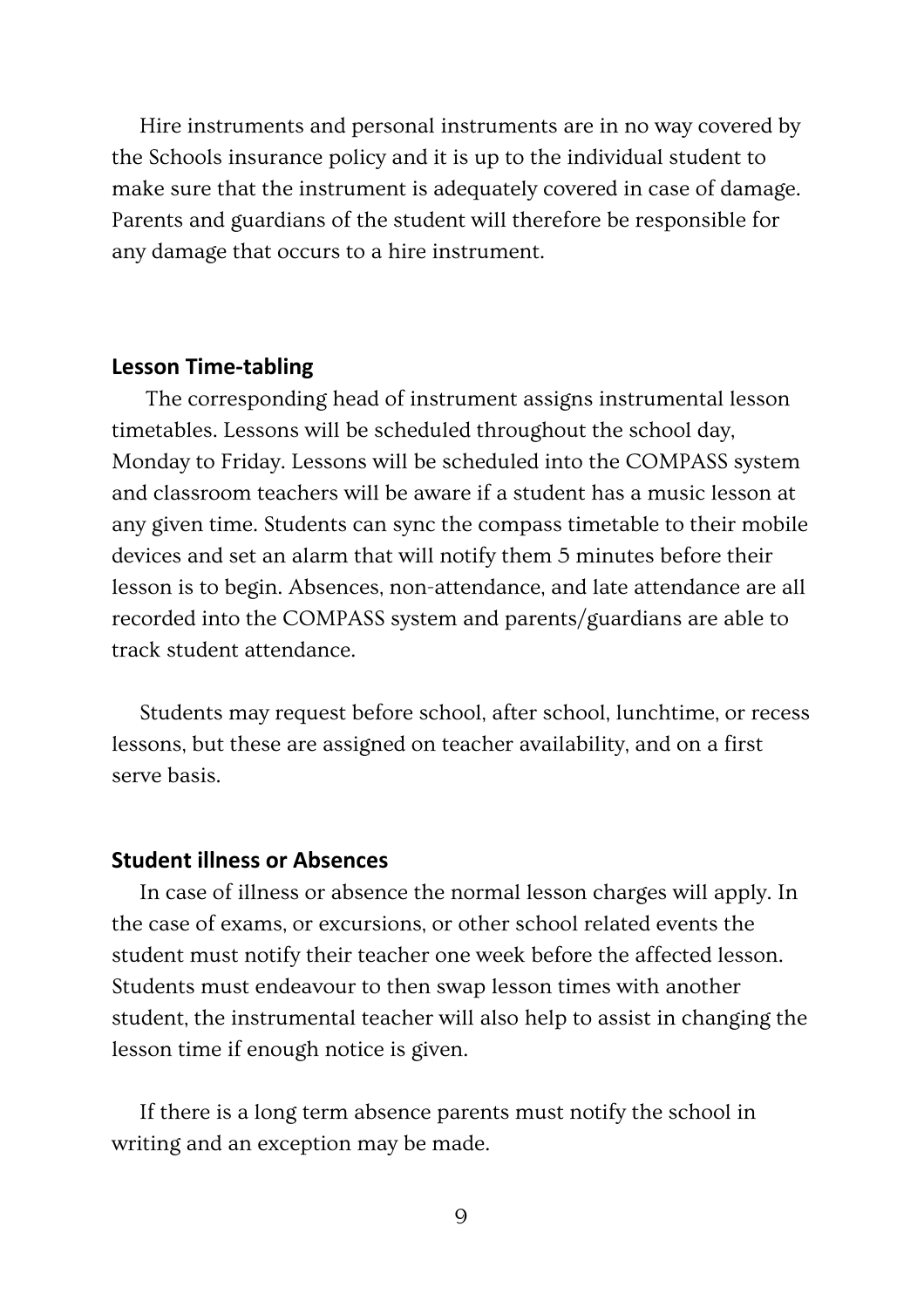Hire instruments and personal instruments are in no way covered by the Schools insurance policy and it is up to the individual student to make sure that the instrument is adequately covered in case of damage. Parents and guardians of the student will therefore be responsible for any damage that occurs to a hire instrument.

## Lesson Time-tabling

The corresponding head of instrument assigns instrumental lesson timetables. Lessons will be scheduled throughout the school day, Monday to Friday. Lessons will be scheduled into the COMPASS system and classroom teachers will be aware if a student has a music lesson at any given time. Students can sync the compass timetable to their mobile devices and set an alarm that will notify them 5 minutes before their lesson is to begin. Absences, non-attendance, and late attendance are all recorded into the COMPASS system and parents/guardians are able to track student attendance.

Students may request before school, after school, lunchtime, or recess lessons, but these are assigned on teacher availability, and on a first serve basis.

## Student illness or Absences

In case of illness or absence the normal lesson charges will apply. In the case of exams, or excursions, or other school related events the student must notify their teacher one week before the affected lesson. Students must endeavour to then swap lesson times with another student, the instrumental teacher will also help to assist in changing the lesson time if enough notice is given.

If there is a long term absence parents must notify the school in writing and an exception may be made.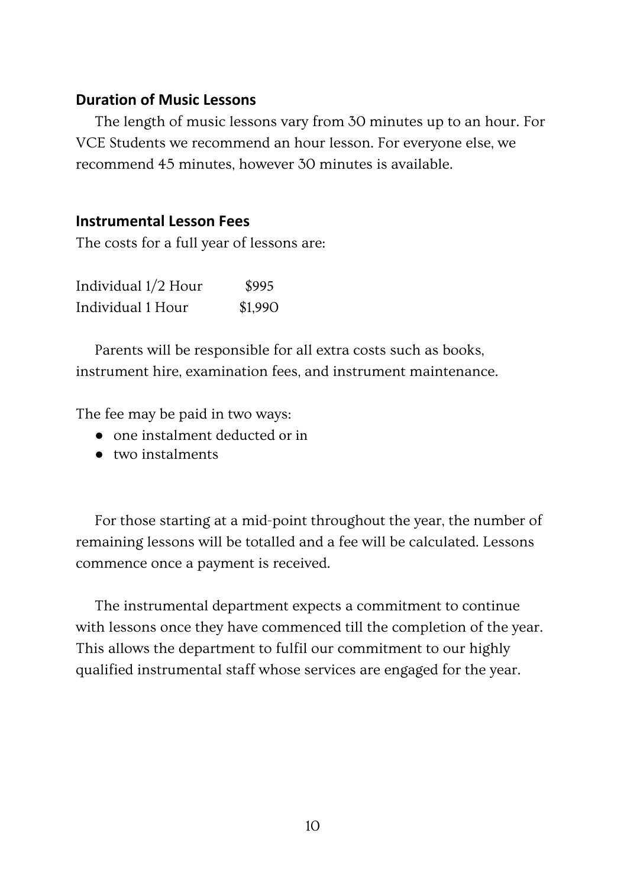## Duration of Music Lessons

The length of music lessons vary from 30 minutes up to an hour. For VCE Students we recommend an hour lesson. For everyone else, we recommend 45 minutes, however 30 minutes is available.

## Instrumental Lesson Fees

The costs for a full year of lessons are:

| | |
|---|---|
| Individual 1/2 Hour | $995 |
| Individual 1 Hour | $1,990 |

Parents will be responsible for all extra costs such as books, instrument hire, examination fees, and instrument maintenance.

The fee may be paid in two ways:

- one instalment deducted or in
- two instalments

For those starting at a mid-point throughout the year, the number of remaining lessons will be totalled and a fee will be calculated. Lessons commence once a payment is received.

The instrumental department expects a commitment to continue with lessons once they have commenced till the completion of the year. This allows the department to fulfil our commitment to our highly qualified instrumental staff whose services are engaged for the year.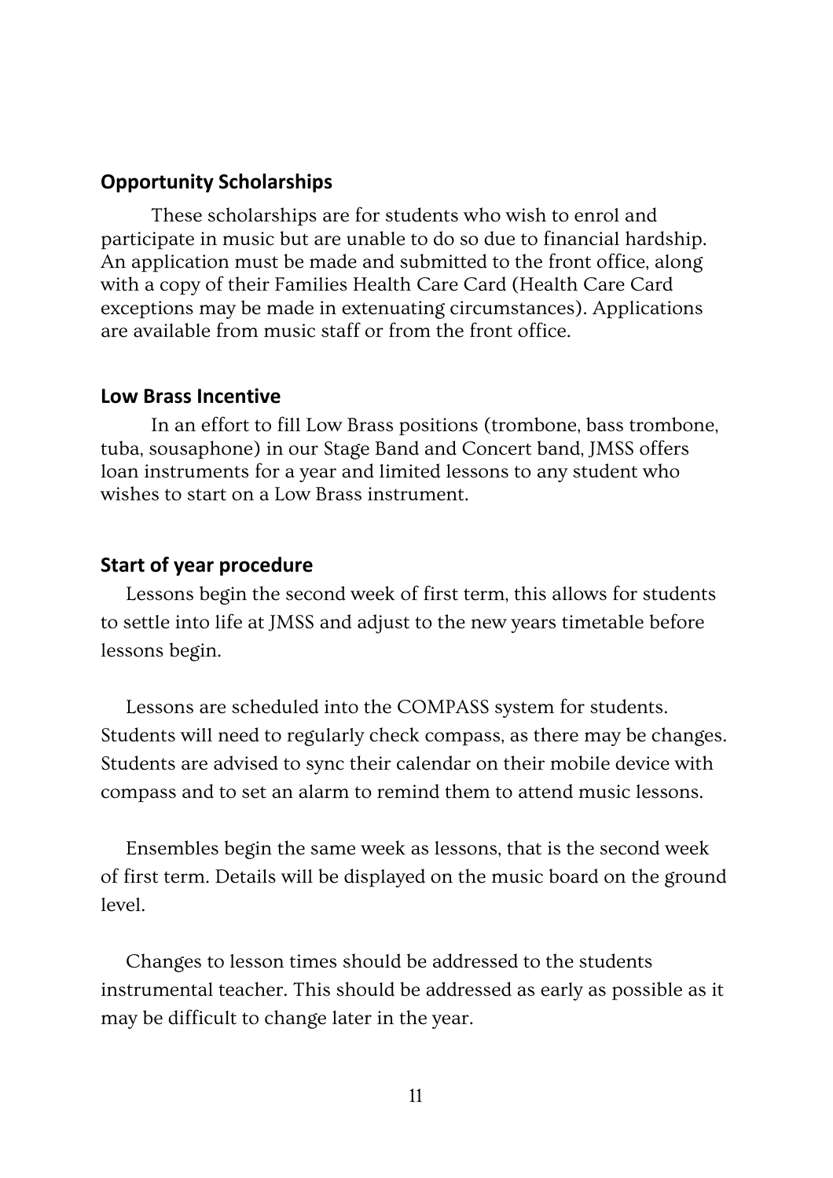## Opportunity Scholarships

These scholarships are for students who wish to enrol and participate in music but are unable to do so due to financial hardship. An application must be made and submitted to the front office, along with a copy of their Families Health Care Card (Health Care Card exceptions may be made in extenuating circumstances). Applications are available from music staff or from the front office.

## Low Brass Incentive

In an effort to fill Low Brass positions (trombone, bass trombone, tuba, sousaphone) in our Stage Band and Concert band, JMSS offers loan instruments for a year and limited lessons to any student who wishes to start on a Low Brass instrument.

## Start of year procedure

Lessons begin the second week of first term, this allows for students to settle into life at JMSS and adjust to the new years timetable before lessons begin.

Lessons are scheduled into the COMPASS system for students. Students will need to regularly check compass, as there may be changes. Students are advised to sync their calendar on their mobile device with compass and to set an alarm to remind them to attend music lessons.

Ensembles begin the same week as lessons, that is the second week of first term. Details will be displayed on the music board on the ground level.

Changes to lesson times should be addressed to the students instrumental teacher. This should be addressed as early as possible as it may be difficult to change later in the year.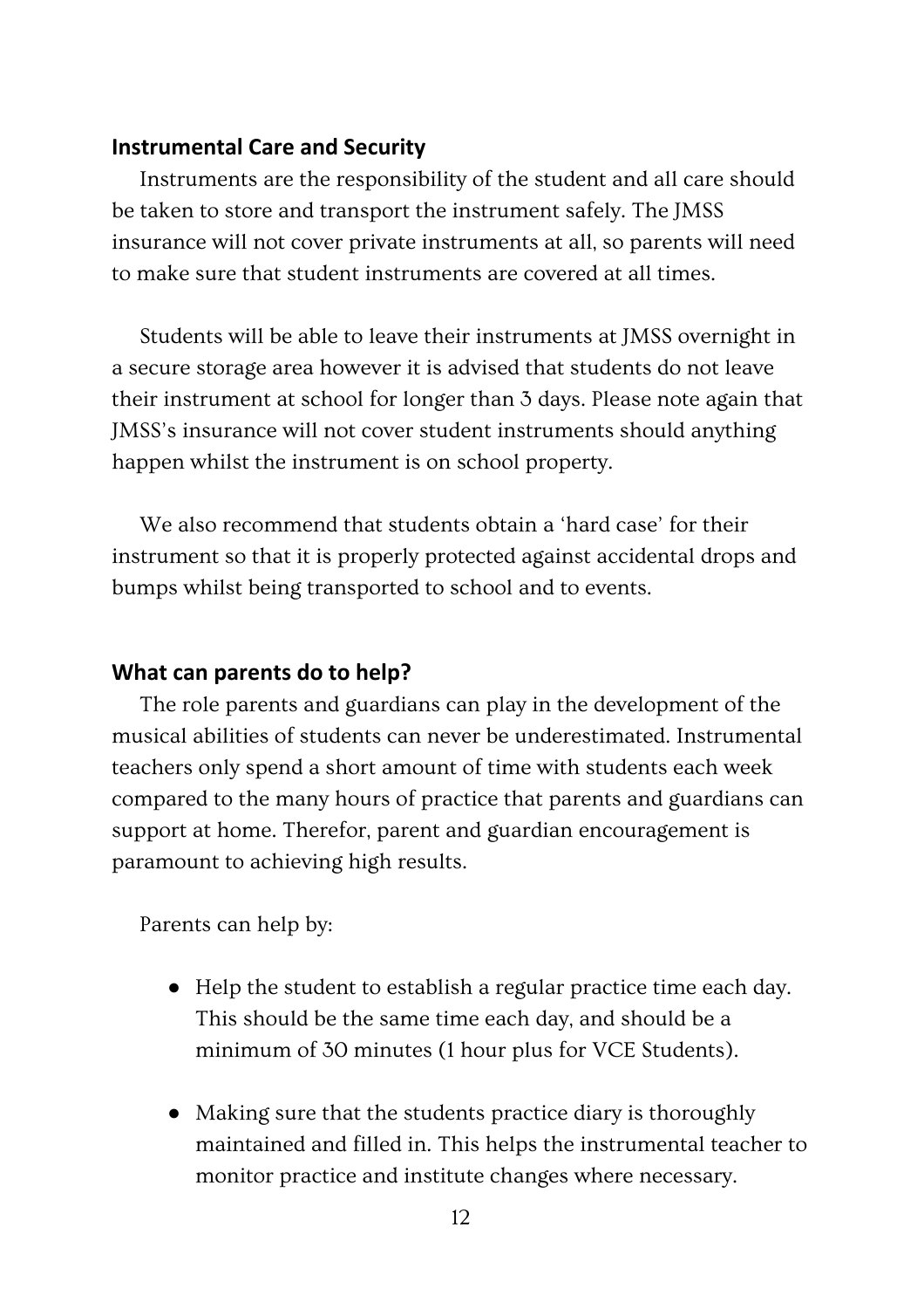## Instrumental Care and Security

Instruments are the responsibility of the student and all care should be taken to store and transport the instrument safely. The JMSS insurance will not cover private instruments at all, so parents will need to make sure that student instruments are covered at all times.

Students will be able to leave their instruments at JMSS overnight in a secure storage area however it is advised that students do not leave their instrument at school for longer than 3 days. Please note again that JMSS's insurance will not cover student instruments should anything happen whilst the instrument is on school property.

We also recommend that students obtain a 'hard case' for their instrument so that it is properly protected against accidental drops and bumps whilst being transported to school and to events.

## What can parents do to help?

The role parents and guardians can play in the development of the musical abilities of students can never be underestimated. Instrumental teachers only spend a short amount of time with students each week compared to the many hours of practice that parents and guardians can support at home. Therefor, parent and guardian encouragement is paramount to achieving high results.

Parents can help by:

- Help the student to establish a regular practice time each day. This should be the same time each day, and should be a minimum of 30 minutes (1 hour plus for VCE Students).
- Making sure that the students practice diary is thoroughly maintained and filled in. This helps the instrumental teacher to monitor practice and institute changes where necessary.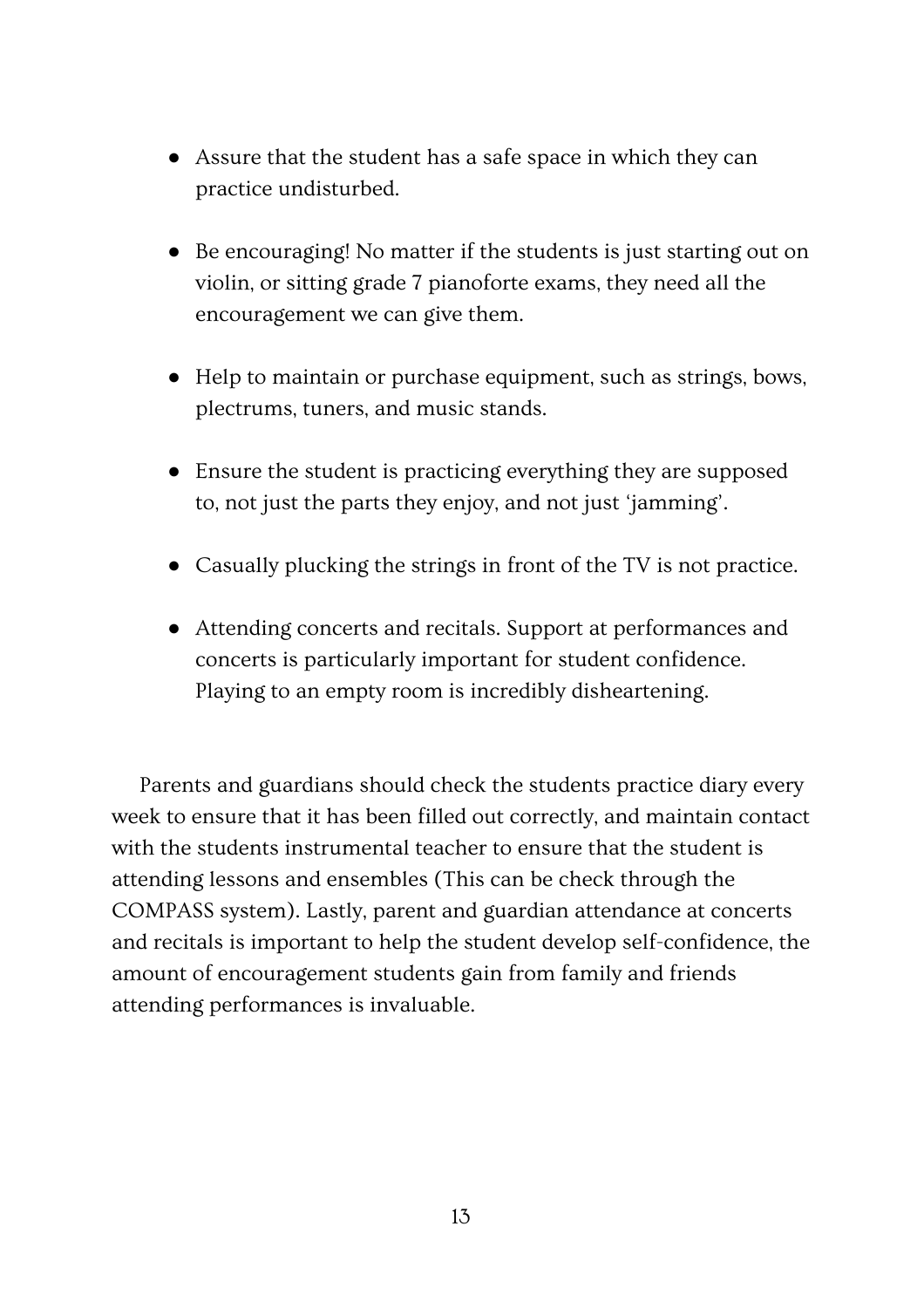- Assure that the student has a safe space in which they can practice undisturbed.

- Be encouraging! No matter if the students is just starting out on violin, or sitting grade 7 pianoforte exams, they need all the encouragement we can give them.

- Help to maintain or purchase equipment, such as strings, bows, plectrums, tuners, and music stands.

- Ensure the student is practicing everything they are supposed to, not just the parts they enjoy, and not just 'jamming'.

- Casually plucking the strings in front of the TV is not practice.

- Attending concerts and recitals. Support at performances and concerts is particularly important for student confidence. Playing to an empty room is incredibly disheartening.

Parents and guardians should check the students practice diary every week to ensure that it has been filled out correctly, and maintain contact with the students instrumental teacher to ensure that the student is attending lessons and ensembles (This can be check through the COMPASS system). Lastly, parent and guardian attendance at concerts and recitals is important to help the student develop self-confidence, the amount of encouragement students gain from family and friends attending performances is invaluable.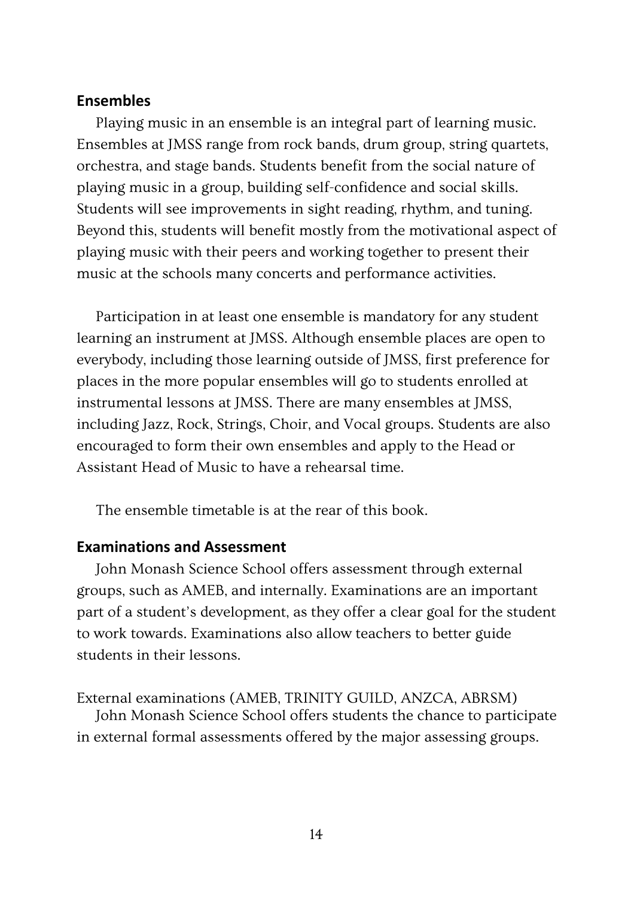## Ensembles

Playing music in an ensemble is an integral part of learning music. Ensembles at JMSS range from rock bands, drum group, string quartets, orchestra, and stage bands. Students benefit from the social nature of playing music in a group, building self-confidence and social skills. Students will see improvements in sight reading, rhythm, and tuning. Beyond this, students will benefit mostly from the motivational aspect of playing music with their peers and working together to present their music at the schools many concerts and performance activities.

Participation in at least one ensemble is mandatory for any student learning an instrument at JMSS. Although ensemble places are open to everybody, including those learning outside of JMSS, first preference for places in the more popular ensembles will go to students enrolled at instrumental lessons at JMSS. There are many ensembles at JMSS, including Jazz, Rock, Strings, Choir, and Vocal groups. Students are also encouraged to form their own ensembles and apply to the Head or Assistant Head of Music to have a rehearsal time.

The ensemble timetable is at the rear of this book.

## Examinations and Assessment

John Monash Science School offers assessment through external groups, such as AMEB, and internally. Examinations are an important part of a student's development, as they offer a clear goal for the student to work towards. Examinations also allow teachers to better guide students in their lessons.

External examinations (AMEB, TRINITY GUILD, ANZCA, ABRSM)

John Monash Science School offers students the chance to participate in external formal assessments offered by the major assessing groups.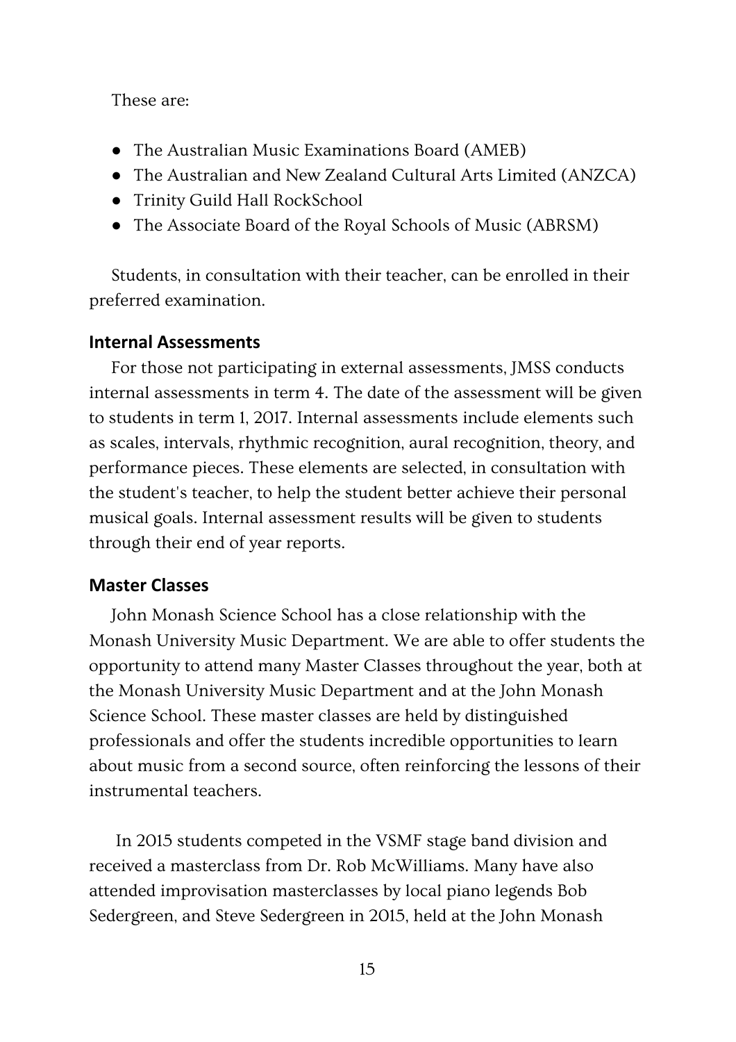These are:

- The Australian Music Examinations Board (AMEB)
- The Australian and New Zealand Cultural Arts Limited (ANZCA)
- Trinity Guild Hall RockSchool
- The Associate Board of the Royal Schools of Music (ABRSM)

Students, in consultation with their teacher, can be enrolled in their preferred examination.

### Internal Assessments

For those not participating in external assessments, JMSS conducts internal assessments in term 4. The date of the assessment will be given to students in term 1, 2017. Internal assessments include elements such as scales, intervals, rhythmic recognition, aural recognition, theory, and performance pieces. These elements are selected, in consultation with the student's teacher, to help the student better achieve their personal musical goals. Internal assessment results will be given to students through their end of year reports.

### Master Classes

John Monash Science School has a close relationship with the Monash University Music Department. We are able to offer students the opportunity to attend many Master Classes throughout the year, both at the Monash University Music Department and at the John Monash Science School. These master classes are held by distinguished professionals and offer the students incredible opportunities to learn about music from a second source, often reinforcing the lessons of their instrumental teachers.

In 2015 students competed in the VSMF stage band division and received a masterclass from Dr. Rob McWilliams. Many have also attended improvisation masterclasses by local piano legends Bob Sedergreen, and Steve Sedergreen in 2015, held at the John Monash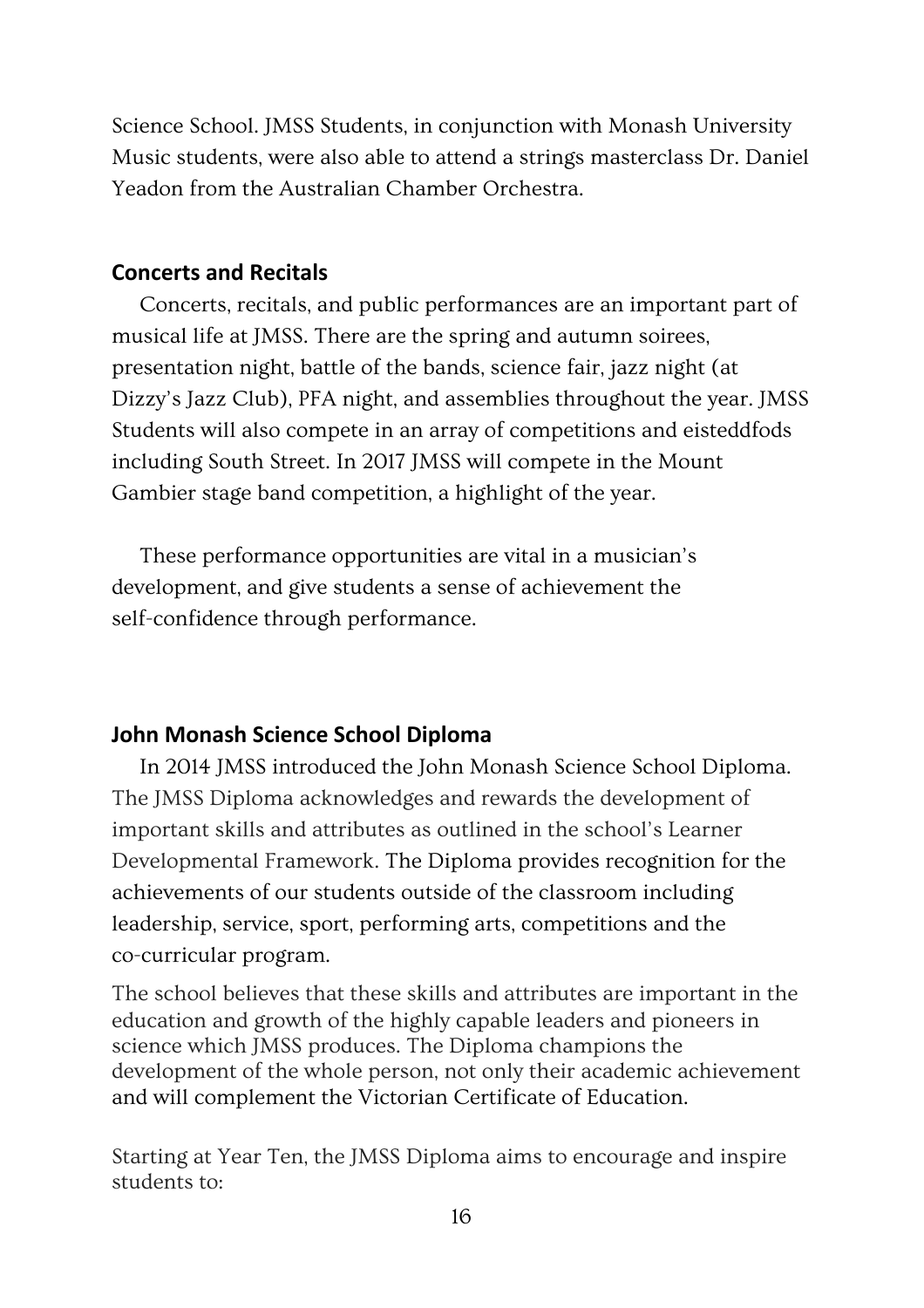Science School. JMSS Students, in conjunction with Monash University Music students, were also able to attend a strings masterclass Dr. Daniel Yeadon from the Australian Chamber Orchestra.

## Concerts and Recitals

Concerts, recitals, and public performances are an important part of musical life at JMSS. There are the spring and autumn soirees, presentation night, battle of the bands, science fair, jazz night (at Dizzy's Jazz Club), PFA night, and assemblies throughout the year. JMSS Students will also compete in an array of competitions and eisteddfods including South Street. In 2017 JMSS will compete in the Mount Gambier stage band competition, a highlight of the year.

These performance opportunities are vital in a musician's development, and give students a sense of achievement the self-confidence through performance.

## John Monash Science School Diploma

In 2014 JMSS introduced the John Monash Science School Diploma. The JMSS Diploma acknowledges and rewards the development of important skills and attributes as outlined in the school's Learner Developmental Framework. The Diploma provides recognition for the achievements of our students outside of the classroom including leadership, service, sport, performing arts, competitions and the co-curricular program.

The school believes that these skills and attributes are important in the education and growth of the highly capable leaders and pioneers in science which JMSS produces. The Diploma champions the development of the whole person, not only their academic achievement and will complement the Victorian Certificate of Education.

Starting at Year Ten, the JMSS Diploma aims to encourage and inspire students to: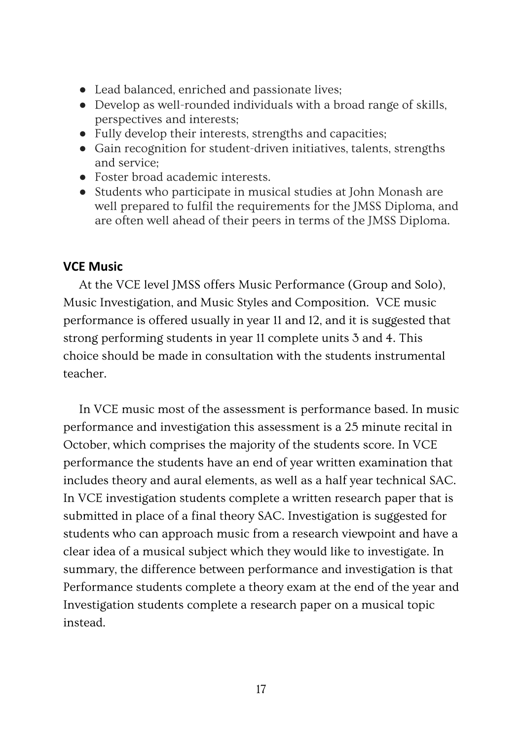- Lead balanced, enriched and passionate lives;
- Develop as well-rounded individuals with a broad range of skills, perspectives and interests;
- Fully develop their interests, strengths and capacities;
- Gain recognition for student-driven initiatives, talents, strengths and service;
- Foster broad academic interests.
- Students who participate in musical studies at John Monash are well prepared to fulfil the requirements for the JMSS Diploma, and are often well ahead of their peers in terms of the JMSS Diploma.

### VCE Music

At the VCE level JMSS offers Music Performance (Group and Solo), Music Investigation, and Music Styles and Composition. VCE music performance is offered usually in year 11 and 12, and it is suggested that strong performing students in year 11 complete units 3 and 4. This choice should be made in consultation with the students instrumental teacher.

In VCE music most of the assessment is performance based. In music performance and investigation this assessment is a 25 minute recital in October, which comprises the majority of the students score. In VCE performance the students have an end of year written examination that includes theory and aural elements, as well as a half year technical SAC. In VCE investigation students complete a written research paper that is submitted in place of a final theory SAC. Investigation is suggested for students who can approach music from a research viewpoint and have a clear idea of a musical subject which they would like to investigate. In summary, the difference between performance and investigation is that Performance students complete a theory exam at the end of the year and Investigation students complete a research paper on a musical topic instead.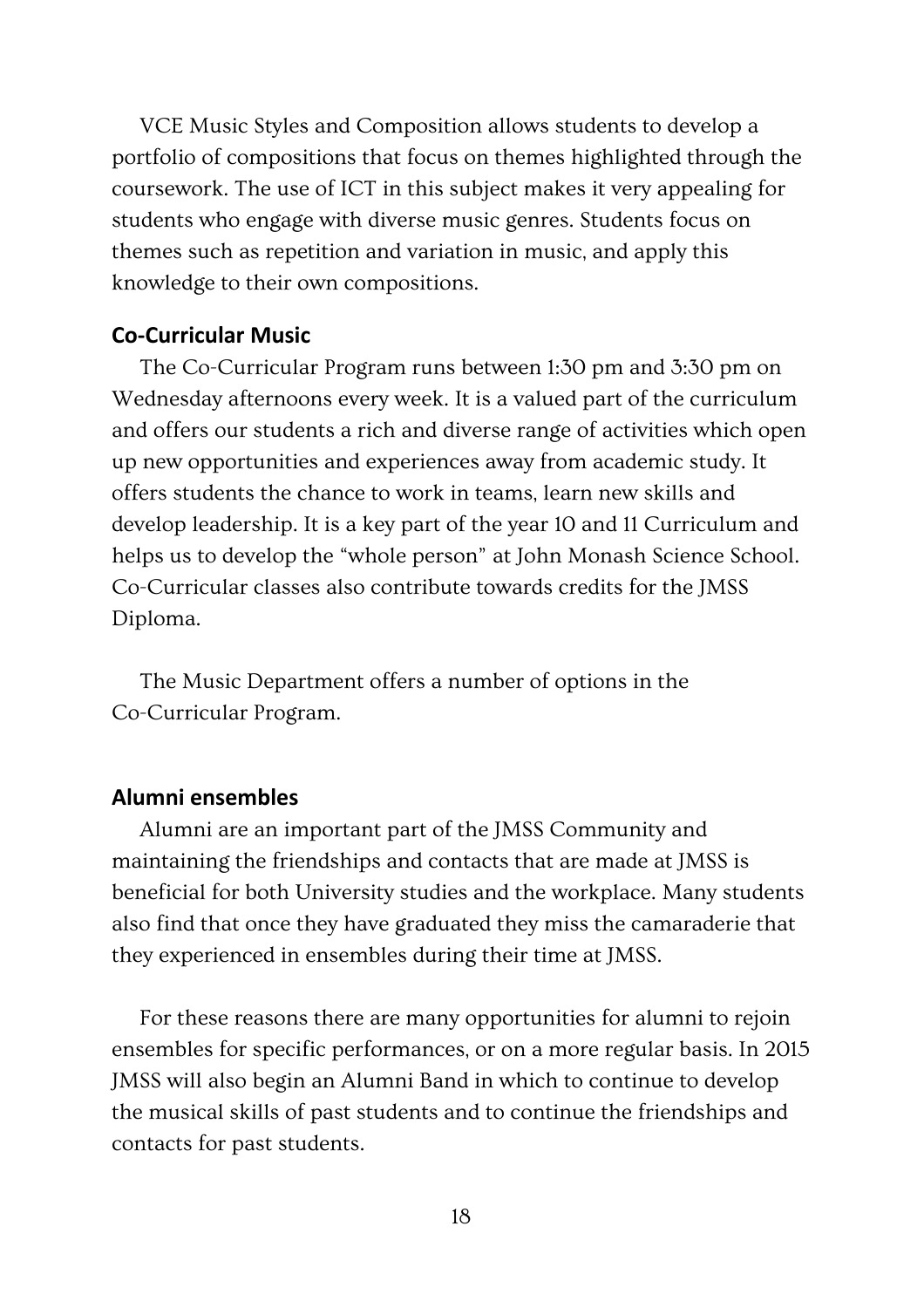VCE Music Styles and Composition allows students to develop a portfolio of compositions that focus on themes highlighted through the coursework. The use of ICT in this subject makes it very appealing for students who engage with diverse music genres. Students focus on themes such as repetition and variation in music, and apply this knowledge to their own compositions.

## Co-Curricular Music

The Co-Curricular Program runs between 1:30 pm and 3:30 pm on Wednesday afternoons every week. It is a valued part of the curriculum and offers our students a rich and diverse range of activities which open up new opportunities and experiences away from academic study. It offers students the chance to work in teams, learn new skills and develop leadership. It is a key part of the year 10 and 11 Curriculum and helps us to develop the "whole person" at John Monash Science School. Co-Curricular classes also contribute towards credits for the JMSS Diploma.

The Music Department offers a number of options in the Co-Curricular Program.

## Alumni ensembles

Alumni are an important part of the JMSS Community and maintaining the friendships and contacts that are made at JMSS is beneficial for both University studies and the workplace. Many students also find that once they have graduated they miss the camaraderie that they experienced in ensembles during their time at JMSS.

For these reasons there are many opportunities for alumni to rejoin ensembles for specific performances, or on a more regular basis. In 2015 JMSS will also begin an Alumni Band in which to continue to develop the musical skills of past students and to continue the friendships and contacts for past students.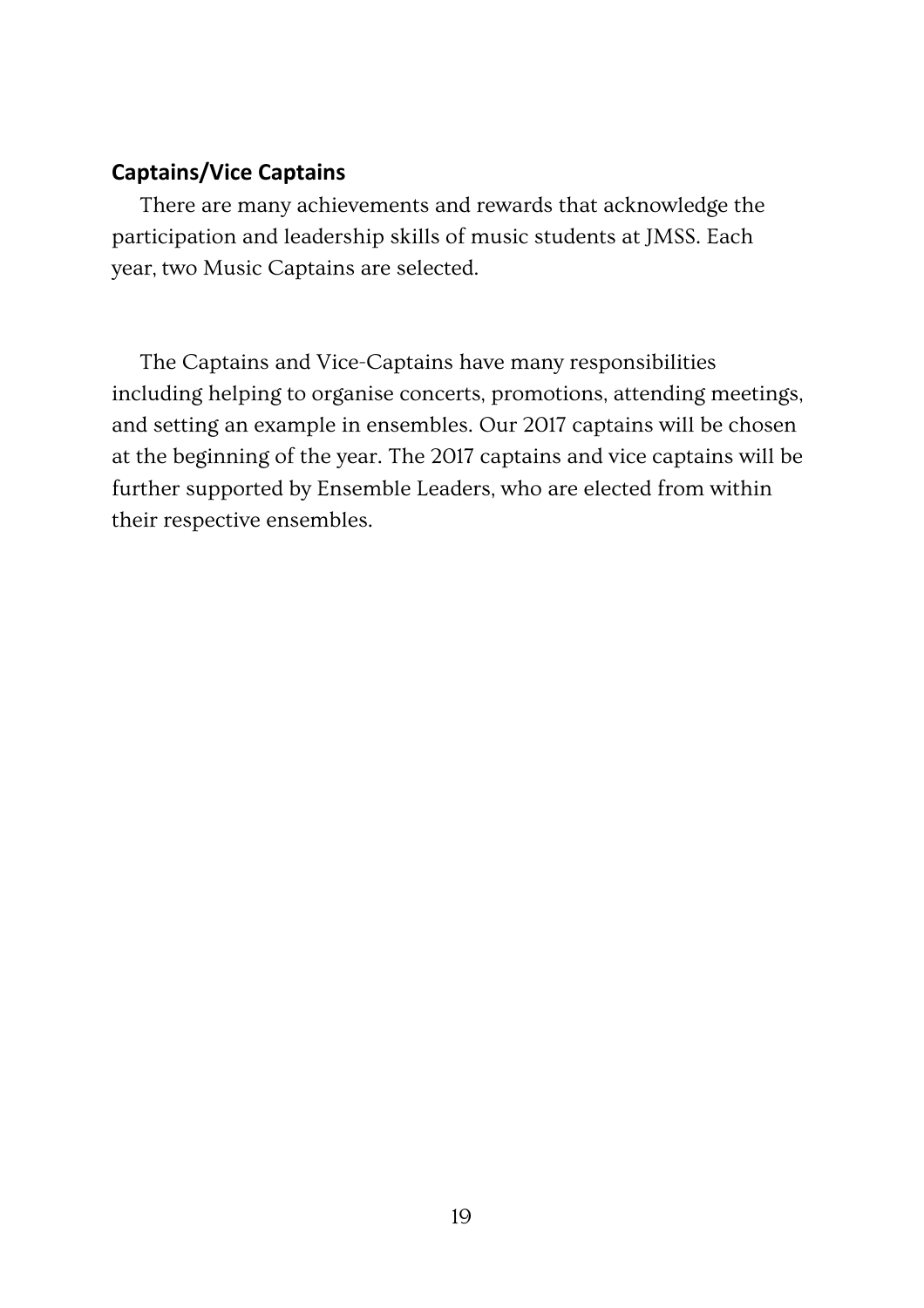## Captains/Vice Captains

There are many achievements and rewards that acknowledge the participation and leadership skills of music students at JMSS. Each year, two Music Captains are selected.

The Captains and Vice-Captains have many responsibilities including helping to organise concerts, promotions, attending meetings, and setting an example in ensembles. Our 2017 captains will be chosen at the beginning of the year. The 2017 captains and vice captains will be further supported by Ensemble Leaders, who are elected from within their respective ensembles.